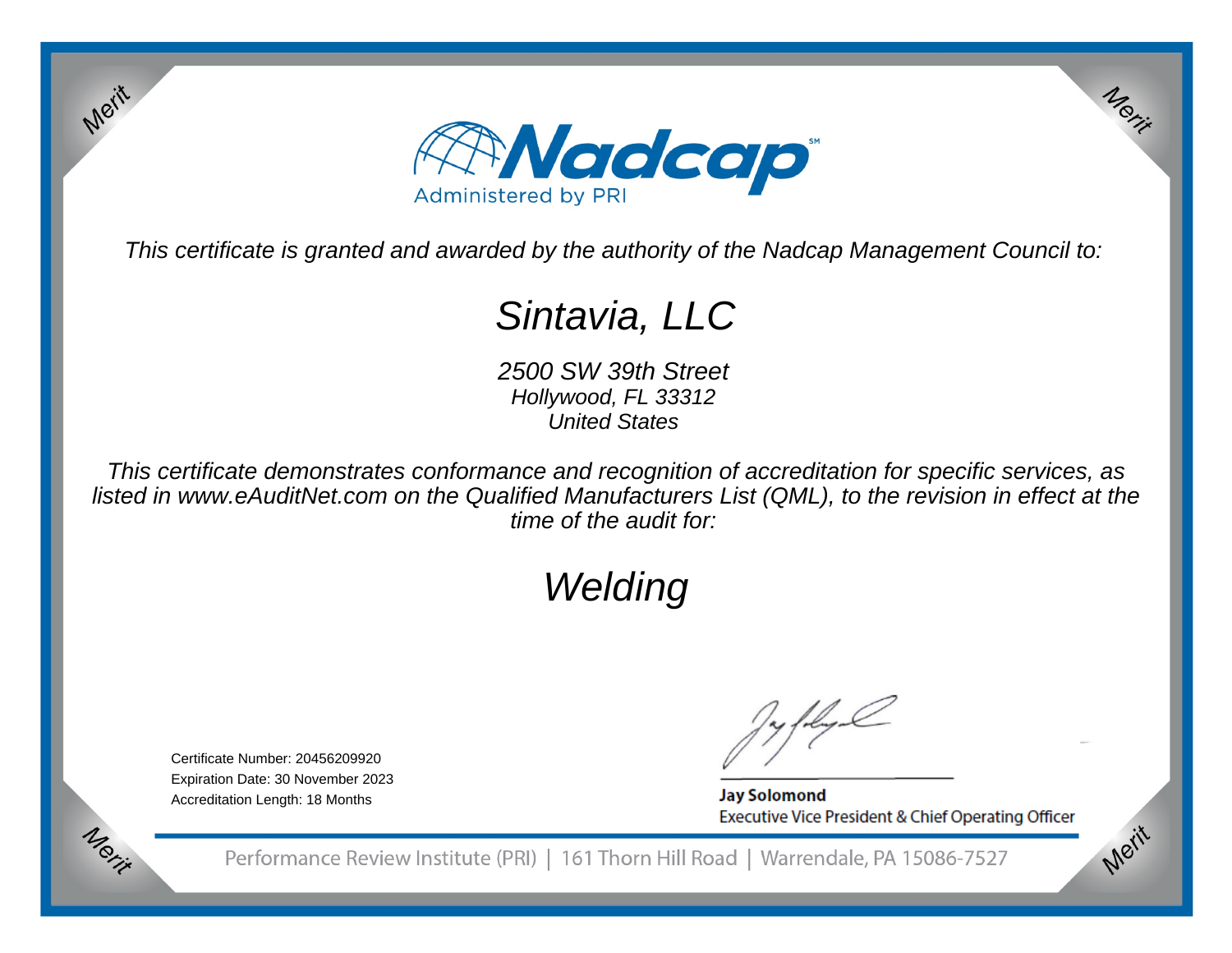Merit

Merit

# Nadcap

Administered by PRI

*This certificate is granted and awarded by the authority of the Nadcap Management Council to:*

## *Sintavia, LLC*

*2500 SW 39th Street*
*Hollywood, FL 33312*
*United States*

*This certificate demonstrates conformance and recognition of accreditation for specific services, as listed in www.eAuditNet.com on the Qualified Manufacturers List (QML), to the revision in effect at the time of the audit for:*

## *Welding*

Certificate Number: 20456209920
Expiration Date: 30 November 2023
Accreditation Length: 18 Months

**Jay Solomond**
Executive Vice President & Chief Operating Officer

Merit

Merit

Performance Review Institute (PRI) | 161 Thorn Hill Road | Warrendale, PA 15086-7527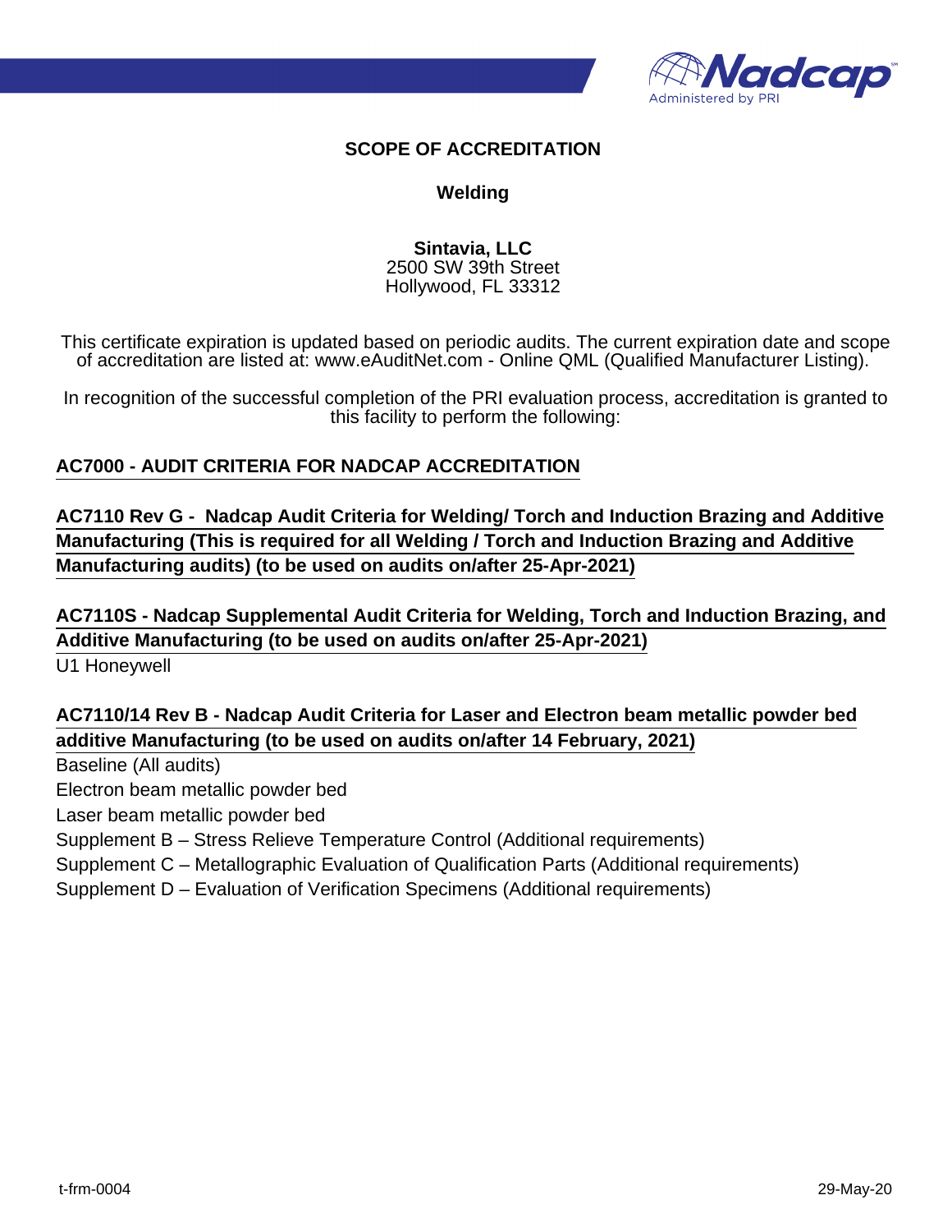# SCOPE OF ACCREDITATION

## Welding

**Sintavia, LLC**
2500 SW 39th Street
Hollywood, FL 33312

This certificate expiration is updated based on periodic audits. The current expiration date and scope of accreditation are listed at: www.eAuditNet.com - Online QML (Qualified Manufacturer Listing).

In recognition of the successful completion of the PRI evaluation process, accreditation is granted to this facility to perform the following:

**AC7000 - AUDIT CRITERIA FOR NADCAP ACCREDITATION**

**AC7110 Rev G - Nadcap Audit Criteria for Welding/ Torch and Induction Brazing and Additive Manufacturing (This is required for all Welding / Torch and Induction Brazing and Additive Manufacturing audits) (to be used on audits on/after 25-Apr-2021)**

**AC7110S - Nadcap Supplemental Audit Criteria for Welding, Torch and Induction Brazing, and Additive Manufacturing (to be used on audits on/after 25-Apr-2021)**

U1 Honeywell

**AC7110/14 Rev B - Nadcap Audit Criteria for Laser and Electron beam metallic powder bed additive Manufacturing (to be used on audits on/after 14 February, 2021)**

Baseline (All audits)

Electron beam metallic powder bed

Laser beam metallic powder bed

Supplement B – Stress Relieve Temperature Control (Additional requirements)

Supplement C – Metallographic Evaluation of Qualification Parts (Additional requirements)

Supplement D – Evaluation of Verification Specimens (Additional requirements)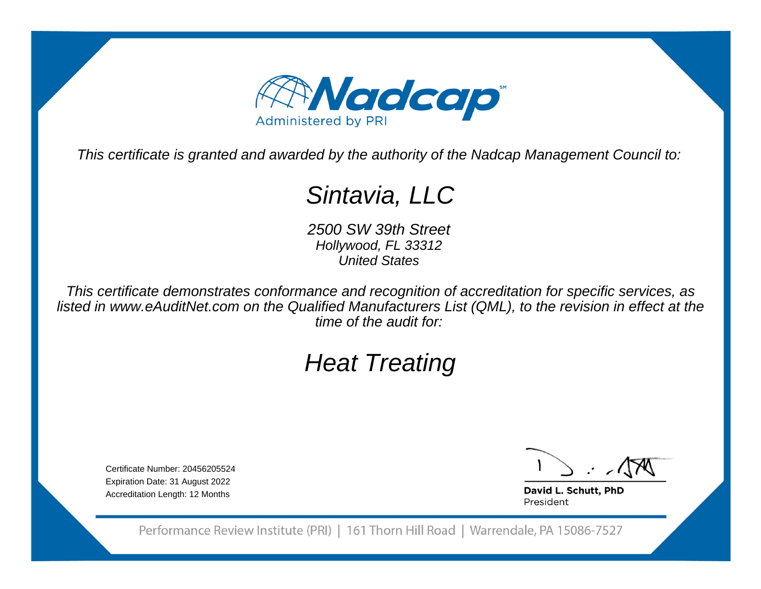# Nadcap

Administered by PRI

*This certificate is granted and awarded by the authority of the Nadcap Management Council to:*

## *Sintavia, LLC*

*2500 SW 39th Street*
*Hollywood, FL 33312*
*United States*

*This certificate demonstrates conformance and recognition of accreditation for specific services, as listed in www.eAuditNet.com on the Qualified Manufacturers List (QML), to the revision in effect at the time of the audit for:*

## *Heat Treating*

Certificate Number: 20456205524
Expiration Date: 31 August 2022
Accreditation Length: 12 Months

**David L. Schutt, PhD**
President

Performance Review Institute (PRI) | 161 Thorn Hill Road | Warrendale, PA 15086-7527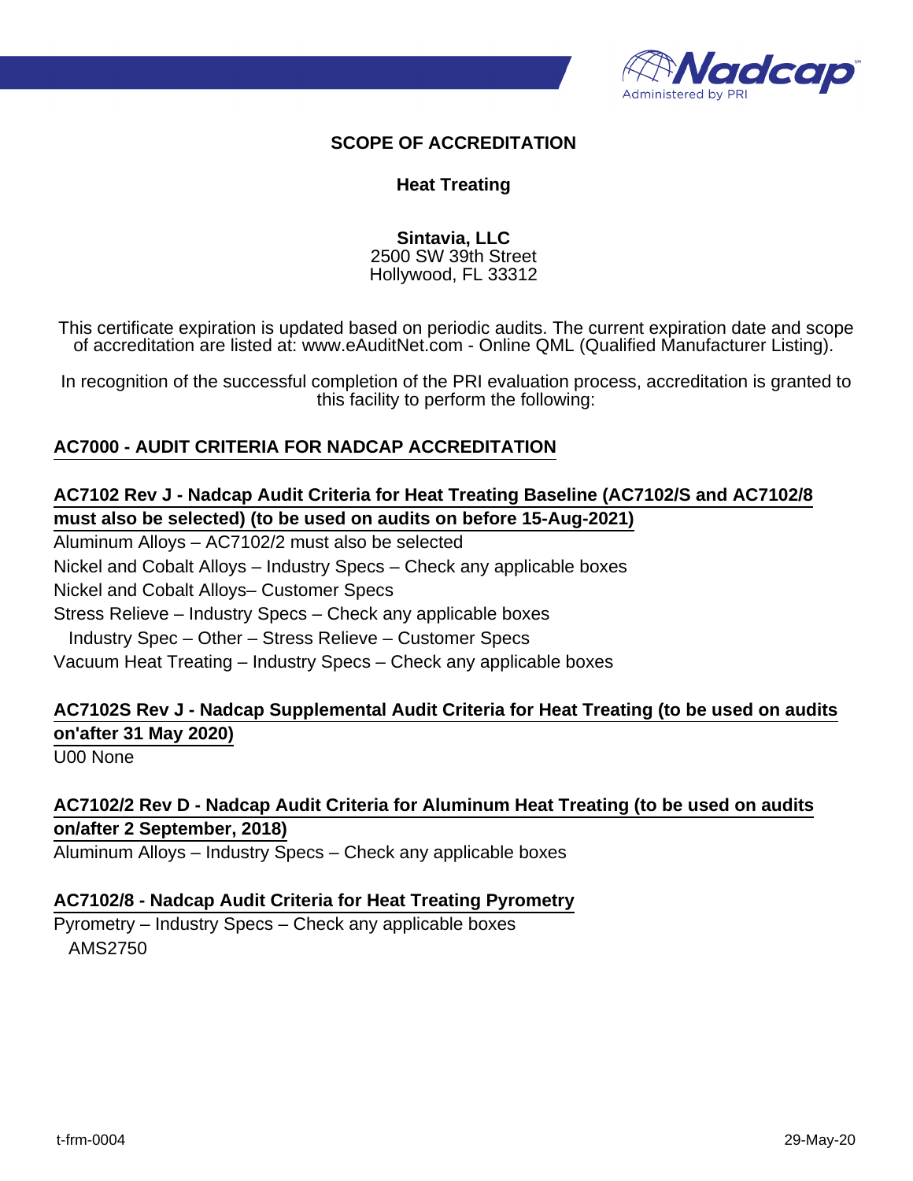## SCOPE OF ACCREDITATION

### Heat Treating

**Sintavia, LLC**
2500 SW 39th Street
Hollywood, FL 33312

This certificate expiration is updated based on periodic audits. The current expiration date and scope of accreditation are listed at: www.eAuditNet.com - Online QML (Qualified Manufacturer Listing).

In recognition of the successful completion of the PRI evaluation process, accreditation is granted to this facility to perform the following:

**AC7000 - AUDIT CRITERIA FOR NADCAP ACCREDITATION**

**AC7102 Rev J - Nadcap Audit Criteria for Heat Treating Baseline (AC7102/S and AC7102/8 must also be selected) (to be used on audits on before 15-Aug-2021)**

Aluminum Alloys – AC7102/2 must also be selected
Nickel and Cobalt Alloys – Industry Specs – Check any applicable boxes
Nickel and Cobalt Alloys– Customer Specs
Stress Relieve – Industry Specs – Check any applicable boxes
  Industry Spec – Other – Stress Relieve – Customer Specs
Vacuum Heat Treating – Industry Specs – Check any applicable boxes

**AC7102S Rev J - Nadcap Supplemental Audit Criteria for Heat Treating (to be used on audits on'after 31 May 2020)**

U00 None

**AC7102/2 Rev D - Nadcap Audit Criteria for Aluminum Heat Treating (to be used on audits on/after 2 September, 2018)**

Aluminum Alloys – Industry Specs – Check any applicable boxes

**AC7102/8 - Nadcap Audit Criteria for Heat Treating Pyrometry**

Pyrometry – Industry Specs – Check any applicable boxes
  AMS2750

t-frm-0004 29-May-20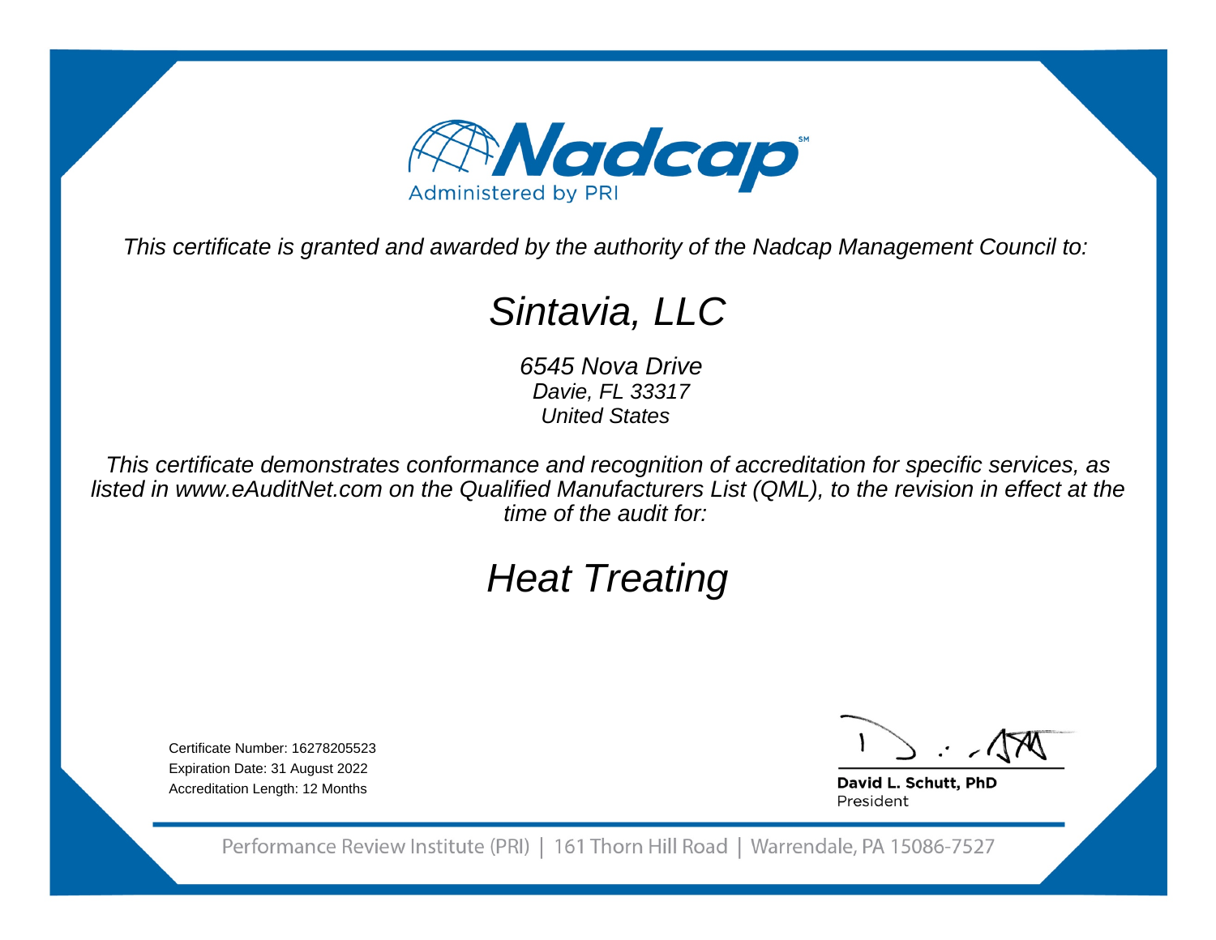Nadcap

Administered by PRI

*This certificate is granted and awarded by the authority of the Nadcap Management Council to:*

# *Sintavia, LLC*

*6545 Nova Drive*
*Davie, FL 33317*
*United States*

*This certificate demonstrates conformance and recognition of accreditation for specific services, as listed in www.eAuditNet.com on the Qualified Manufacturers List (QML), to the revision in effect at the time of the audit for:*

# *Heat Treating*

Certificate Number: 16278205523
Expiration Date: 31 August 2022
Accreditation Length: 12 Months

**David L. Schutt, PhD**
President

Performance Review Institute (PRI) | 161 Thorn Hill Road | Warrendale, PA 15086-7527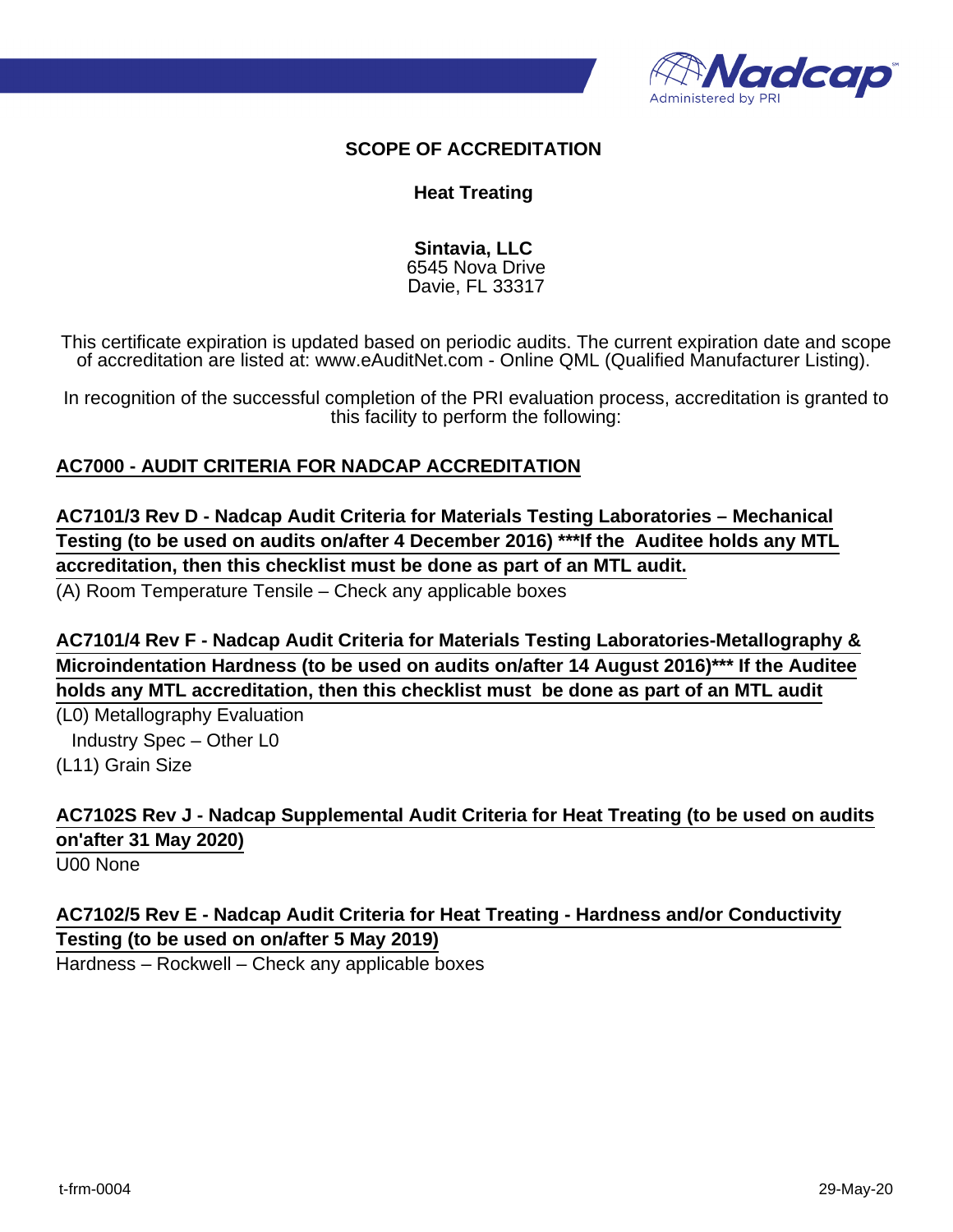# SCOPE OF ACCREDITATION

## Heat Treating

**Sintavia, LLC**
6545 Nova Drive
Davie, FL 33317

This certificate expiration is updated based on periodic audits. The current expiration date and scope of accreditation are listed at: www.eAuditNet.com - Online QML (Qualified Manufacturer Listing).

In recognition of the successful completion of the PRI evaluation process, accreditation is granted to this facility to perform the following:

**AC7000 - AUDIT CRITERIA FOR NADCAP ACCREDITATION**

**AC7101/3 Rev D - Nadcap Audit Criteria for Materials Testing Laboratories – Mechanical Testing (to be used on audits on/after 4 December 2016) ***If the Auditee holds any MTL accreditation, then this checklist must be done as part of an MTL audit.**

(A) Room Temperature Tensile – Check any applicable boxes

**AC7101/4 Rev F - Nadcap Audit Criteria for Materials Testing Laboratories-Metallography & Microindentation Hardness (to be used on audits on/after 14 August 2016)*** If the Auditee holds any MTL accreditation, then this checklist must be done as part of an MTL audit**

(L0) Metallography Evaluation
  Industry Spec – Other L0
(L11) Grain Size

**AC7102S Rev J - Nadcap Supplemental Audit Criteria for Heat Treating (to be used on audits on'after 31 May 2020)**

U00 None

**AC7102/5 Rev E - Nadcap Audit Criteria for Heat Treating - Hardness and/or Conductivity Testing (to be used on on/after 5 May 2019)**

Hardness – Rockwell – Check any applicable boxes

t-frm-0004 29-May-20